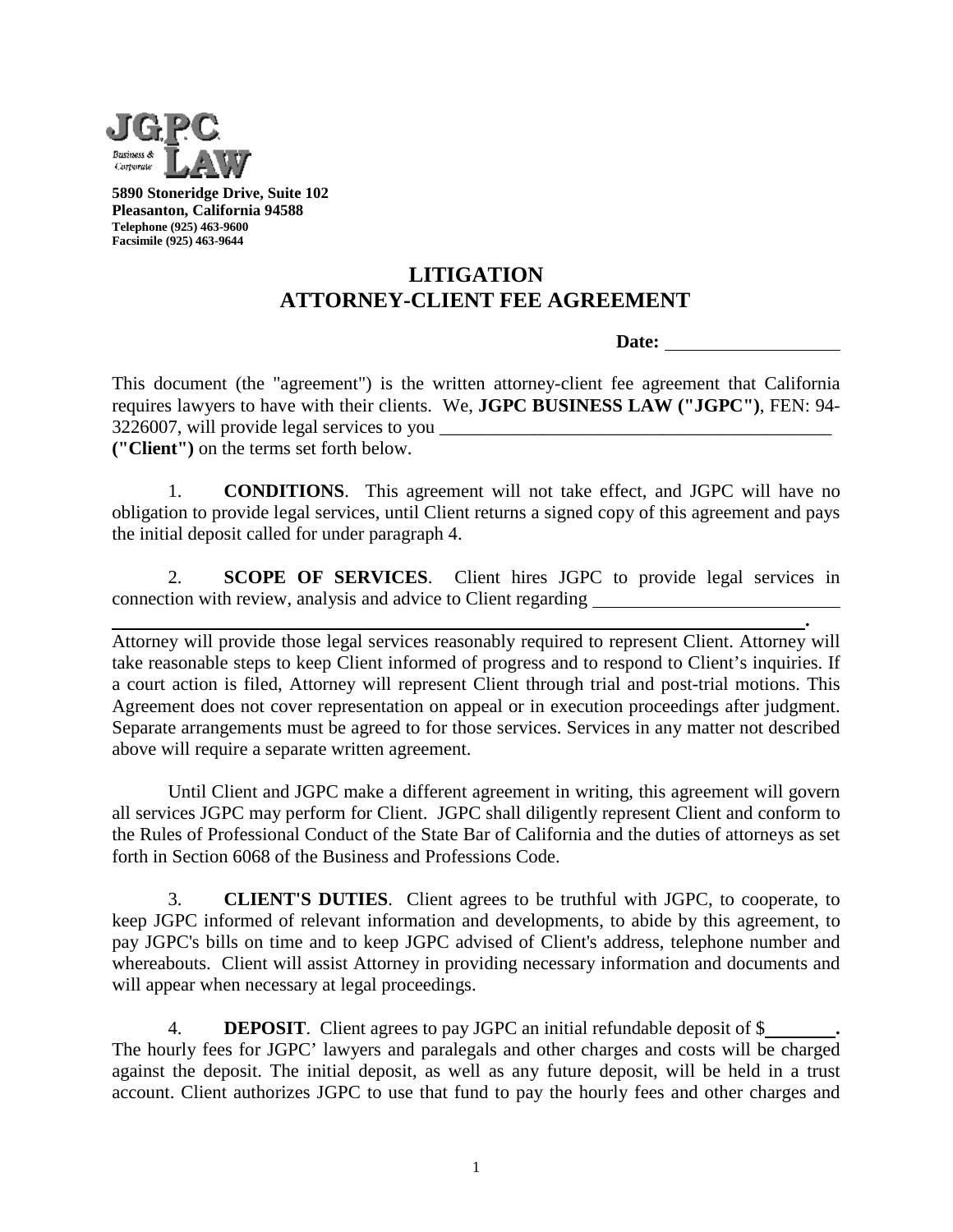JGPC LAW
Business & Corporate

**5890 Stoneridge Drive, Suite 102**
**Pleasanton, California 94588**
**Telephone (925) 463-9600**
**Facsimile (925) 463-9644**

# LITIGATION
# ATTORNEY-CLIENT FEE AGREEMENT

**Date:** ____________________

This document (the "agreement") is the written attorney-client fee agreement that California requires lawyers to have with their clients. We, **JGPC BUSINESS LAW ("JGPC")**, FEN: 94-3226007, will provide legal services to you ____________________________________________ **("Client")** on the terms set forth below.

1. **CONDITIONS**. This agreement will not take effect, and JGPC will have no obligation to provide legal services, until Client returns a signed copy of this agreement and pays the initial deposit called for under paragraph 4.

2. **SCOPE OF SERVICES**. Client hires JGPC to provide legal services in connection with review, analysis and advice to Client regarding ____________________________ ______________________________________________________________________________**.** Attorney will provide those legal services reasonably required to represent Client. Attorney will take reasonable steps to keep Client informed of progress and to respond to Client's inquiries. If a court action is filed, Attorney will represent Client through trial and post-trial motions. This Agreement does not cover representation on appeal or in execution proceedings after judgment. Separate arrangements must be agreed to for those services. Services in any matter not described above will require a separate written agreement.

Until Client and JGPC make a different agreement in writing, this agreement will govern all services JGPC may perform for Client. JGPC shall diligently represent Client and conform to the Rules of Professional Conduct of the State Bar of California and the duties of attorneys as set forth in Section 6068 of the Business and Professions Code.

3. **CLIENT'S DUTIES**. Client agrees to be truthful with JGPC, to cooperate, to keep JGPC informed of relevant information and developments, to abide by this agreement, to pay JGPC's bills on time and to keep JGPC advised of Client's address, telephone number and whereabouts. Client will assist Attorney in providing necessary information and documents and will appear when necessary at legal proceedings.

4. **DEPOSIT**. Client agrees to pay JGPC an initial refundable deposit of $________**.** The hourly fees for JGPC' lawyers and paralegals and other charges and costs will be charged against the deposit. The initial deposit, as well as any future deposit, will be held in a trust account. Client authorizes JGPC to use that fund to pay the hourly fees and other charges and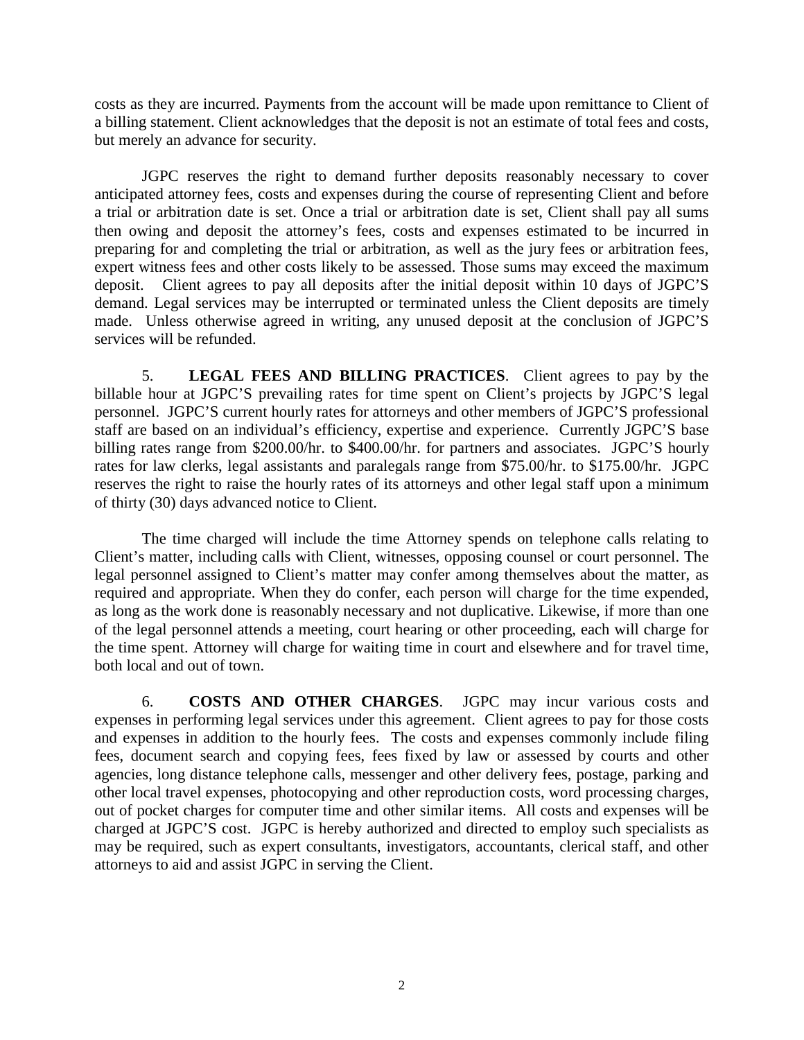costs as they are incurred. Payments from the account will be made upon remittance to Client of a billing statement. Client acknowledges that the deposit is not an estimate of total fees and costs, but merely an advance for security.

JGPC reserves the right to demand further deposits reasonably necessary to cover anticipated attorney fees, costs and expenses during the course of representing Client and before a trial or arbitration date is set. Once a trial or arbitration date is set, Client shall pay all sums then owing and deposit the attorney's fees, costs and expenses estimated to be incurred in preparing for and completing the trial or arbitration, as well as the jury fees or arbitration fees, expert witness fees and other costs likely to be assessed. Those sums may exceed the maximum deposit. Client agrees to pay all deposits after the initial deposit within 10 days of JGPC'S demand. Legal services may be interrupted or terminated unless the Client deposits are timely made. Unless otherwise agreed in writing, any unused deposit at the conclusion of JGPC'S services will be refunded.

5. **LEGAL FEES AND BILLING PRACTICES**. Client agrees to pay by the billable hour at JGPC'S prevailing rates for time spent on Client's projects by JGPC'S legal personnel. JGPC'S current hourly rates for attorneys and other members of JGPC'S professional staff are based on an individual's efficiency, expertise and experience. Currently JGPC'S base billing rates range from \$200.00/hr. to \$400.00/hr. for partners and associates. JGPC'S hourly rates for law clerks, legal assistants and paralegals range from \$75.00/hr. to \$175.00/hr. JGPC reserves the right to raise the hourly rates of its attorneys and other legal staff upon a minimum of thirty (30) days advanced notice to Client.

The time charged will include the time Attorney spends on telephone calls relating to Client's matter, including calls with Client, witnesses, opposing counsel or court personnel. The legal personnel assigned to Client's matter may confer among themselves about the matter, as required and appropriate. When they do confer, each person will charge for the time expended, as long as the work done is reasonably necessary and not duplicative. Likewise, if more than one of the legal personnel attends a meeting, court hearing or other proceeding, each will charge for the time spent. Attorney will charge for waiting time in court and elsewhere and for travel time, both local and out of town.

6. **COSTS AND OTHER CHARGES**. JGPC may incur various costs and expenses in performing legal services under this agreement. Client agrees to pay for those costs and expenses in addition to the hourly fees. The costs and expenses commonly include filing fees, document search and copying fees, fees fixed by law or assessed by courts and other agencies, long distance telephone calls, messenger and other delivery fees, postage, parking and other local travel expenses, photocopying and other reproduction costs, word processing charges, out of pocket charges for computer time and other similar items. All costs and expenses will be charged at JGPC'S cost. JGPC is hereby authorized and directed to employ such specialists as may be required, such as expert consultants, investigators, accountants, clerical staff, and other attorneys to aid and assist JGPC in serving the Client.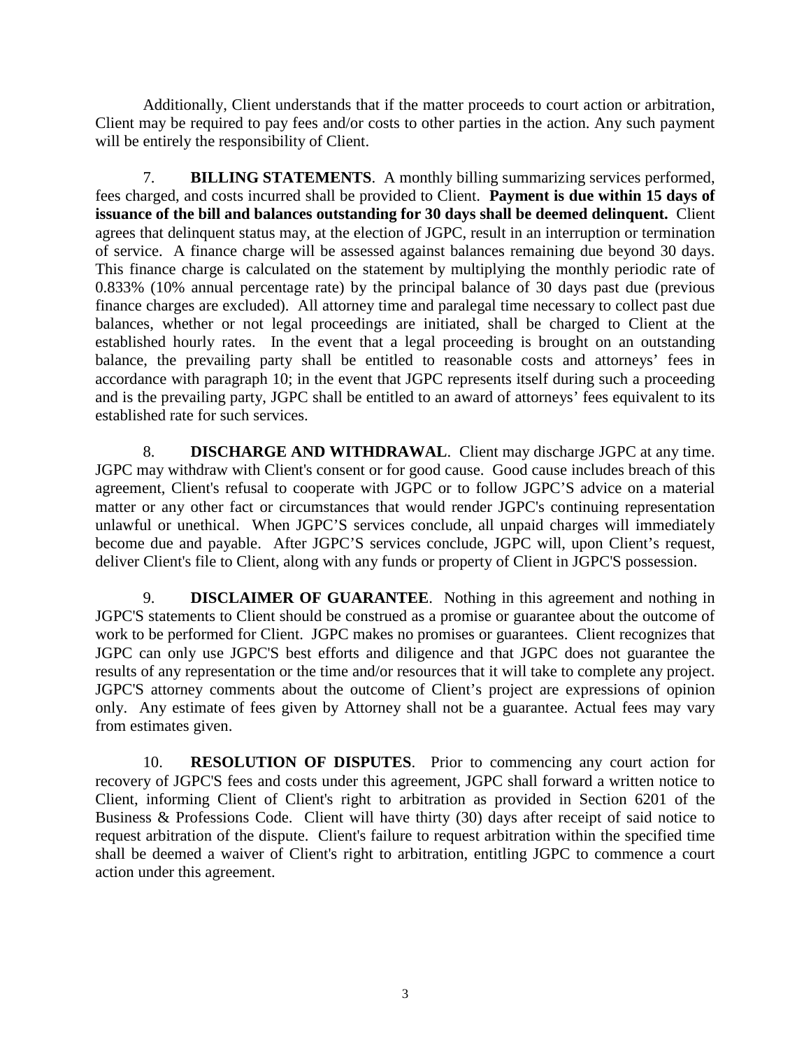Additionally, Client understands that if the matter proceeds to court action or arbitration, Client may be required to pay fees and/or costs to other parties in the action. Any such payment will be entirely the responsibility of Client.

7. **BILLING STATEMENTS**. A monthly billing summarizing services performed, fees charged, and costs incurred shall be provided to Client. **Payment is due within 15 days of issuance of the bill and balances outstanding for 30 days shall be deemed delinquent.** Client agrees that delinquent status may, at the election of JGPC, result in an interruption or termination of service. A finance charge will be assessed against balances remaining due beyond 30 days. This finance charge is calculated on the statement by multiplying the monthly periodic rate of 0.833% (10% annual percentage rate) by the principal balance of 30 days past due (previous finance charges are excluded). All attorney time and paralegal time necessary to collect past due balances, whether or not legal proceedings are initiated, shall be charged to Client at the established hourly rates. In the event that a legal proceeding is brought on an outstanding balance, the prevailing party shall be entitled to reasonable costs and attorneys' fees in accordance with paragraph 10; in the event that JGPC represents itself during such a proceeding and is the prevailing party, JGPC shall be entitled to an award of attorneys' fees equivalent to its established rate for such services.

8. **DISCHARGE AND WITHDRAWAL**. Client may discharge JGPC at any time. JGPC may withdraw with Client's consent or for good cause. Good cause includes breach of this agreement, Client's refusal to cooperate with JGPC or to follow JGPC'S advice on a material matter or any other fact or circumstances that would render JGPC's continuing representation unlawful or unethical. When JGPC'S services conclude, all unpaid charges will immediately become due and payable. After JGPC'S services conclude, JGPC will, upon Client's request, deliver Client's file to Client, along with any funds or property of Client in JGPC'S possession.

9. **DISCLAIMER OF GUARANTEE**. Nothing in this agreement and nothing in JGPC'S statements to Client should be construed as a promise or guarantee about the outcome of work to be performed for Client. JGPC makes no promises or guarantees. Client recognizes that JGPC can only use JGPC'S best efforts and diligence and that JGPC does not guarantee the results of any representation or the time and/or resources that it will take to complete any project. JGPC'S attorney comments about the outcome of Client's project are expressions of opinion only. Any estimate of fees given by Attorney shall not be a guarantee. Actual fees may vary from estimates given.

10. **RESOLUTION OF DISPUTES**. Prior to commencing any court action for recovery of JGPC'S fees and costs under this agreement, JGPC shall forward a written notice to Client, informing Client of Client's right to arbitration as provided in Section 6201 of the Business & Professions Code. Client will have thirty (30) days after receipt of said notice to request arbitration of the dispute. Client's failure to request arbitration within the specified time shall be deemed a waiver of Client's right to arbitration, entitling JGPC to commence a court action under this agreement.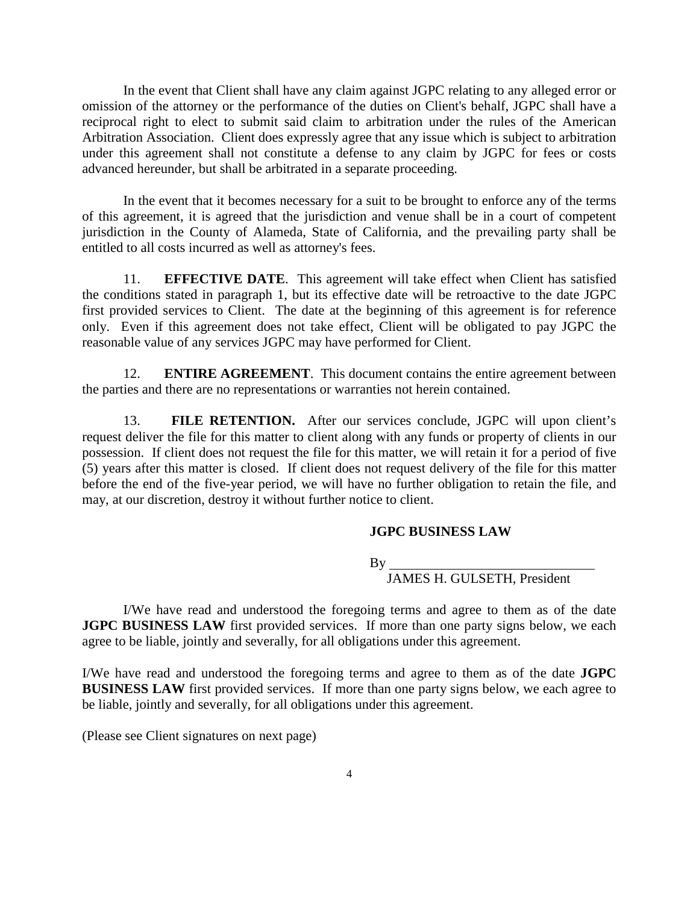In the event that Client shall have any claim against JGPC relating to any alleged error or omission of the attorney or the performance of the duties on Client's behalf, JGPC shall have a reciprocal right to elect to submit said claim to arbitration under the rules of the American Arbitration Association. Client does expressly agree that any issue which is subject to arbitration under this agreement shall not constitute a defense to any claim by JGPC for fees or costs advanced hereunder, but shall be arbitrated in a separate proceeding.

In the event that it becomes necessary for a suit to be brought to enforce any of the terms of this agreement, it is agreed that the jurisdiction and venue shall be in a court of competent jurisdiction in the County of Alameda, State of California, and the prevailing party shall be entitled to all costs incurred as well as attorney's fees.

11. **EFFECTIVE DATE**. This agreement will take effect when Client has satisfied the conditions stated in paragraph 1, but its effective date will be retroactive to the date JGPC first provided services to Client. The date at the beginning of this agreement is for reference only. Even if this agreement does not take effect, Client will be obligated to pay JGPC the reasonable value of any services JGPC may have performed for Client.

12. **ENTIRE AGREEMENT**. This document contains the entire agreement between the parties and there are no representations or warranties not herein contained.

13. **FILE RETENTION.** After our services conclude, JGPC will upon client's request deliver the file for this matter to client along with any funds or property of clients in our possession. If client does not request the file for this matter, we will retain it for a period of five (5) years after this matter is closed. If client does not request delivery of the file for this matter before the end of the five-year period, we will have no further obligation to retain the file, and may, at our discretion, destroy it without further notice to client.

**JGPC BUSINESS LAW**

By ______________________________
JAMES H. GULSETH, President

I/We have read and understood the foregoing terms and agree to them as of the date **JGPC BUSINESS LAW** first provided services. If more than one party signs below, we each agree to be liable, jointly and severally, for all obligations under this agreement.

I/We have read and understood the foregoing terms and agree to them as of the date **JGPC BUSINESS LAW** first provided services. If more than one party signs below, we each agree to be liable, jointly and severally, for all obligations under this agreement.

(Please see Client signatures on next page)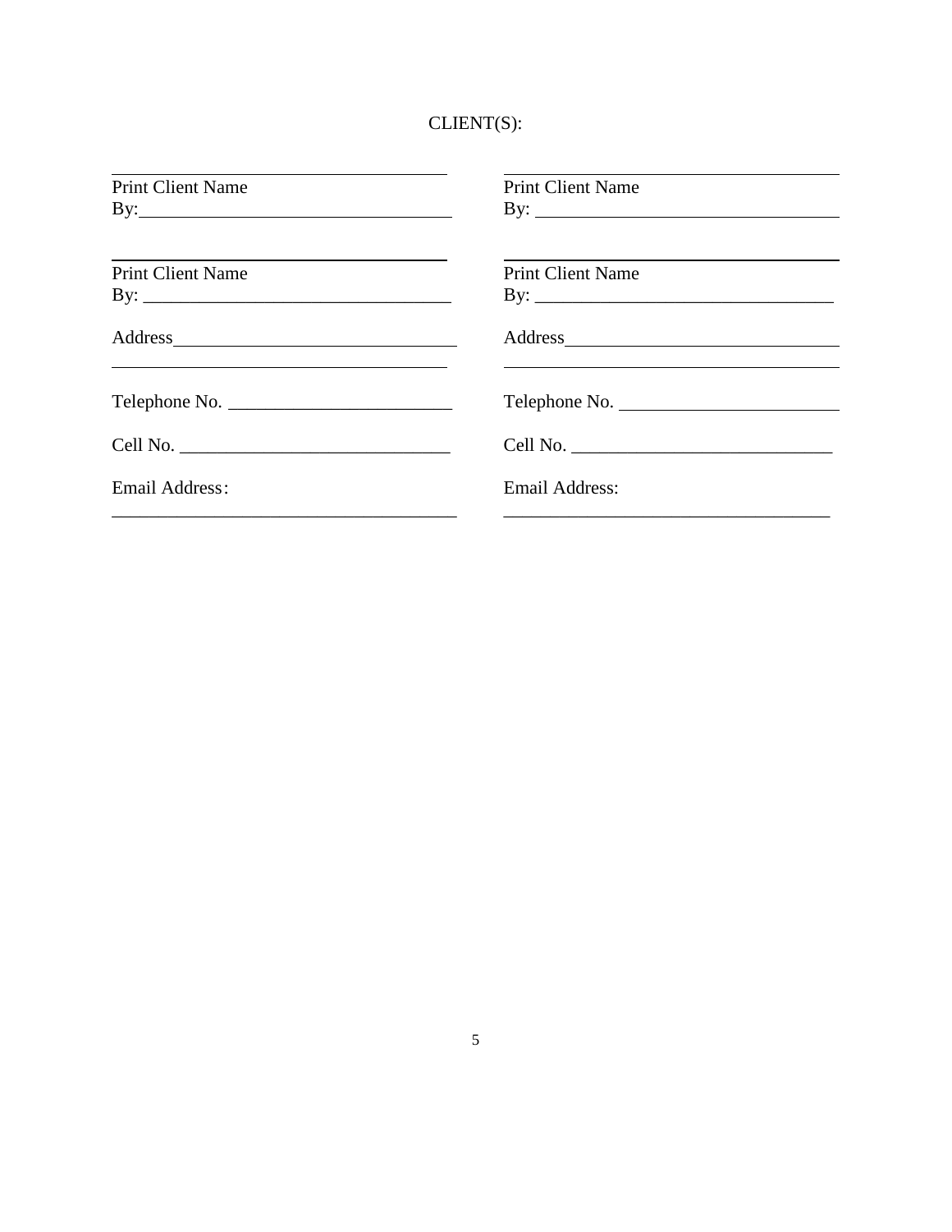CLIENT(S):

\_\_\_\_\_\_\_\_\_\_\_\_\_\_\_\_\_\_\_\_\_\_\_\_\_\_\_\_\_\_\_\_\_\_\_
Print Client Name
By: \_\_\_\_\_\_\_\_\_\_\_\_\_\_\_\_\_\_\_\_\_\_\_\_\_\_\_\_\_\_\_\_\_

\_\_\_\_\_\_\_\_\_\_\_\_\_\_\_\_\_\_\_\_\_\_\_\_\_\_\_\_\_\_\_\_\_\_\_
Print Client Name
By: \_\_\_\_\_\_\_\_\_\_\_\_\_\_\_\_\_\_\_\_\_\_\_\_\_\_\_\_\_\_\_\_\_

Address\_\_\_\_\_\_\_\_\_\_\_\_\_\_\_\_\_\_\_\_\_\_\_\_\_\_\_\_\_\_\_\_
\_\_\_\_\_\_\_\_\_\_\_\_\_\_\_\_\_\_\_\_\_\_\_\_\_\_\_\_\_\_\_\_\_\_\_\_\_\_\_

Telephone No. \_\_\_\_\_\_\_\_\_\_\_\_\_\_\_\_\_\_\_\_\_\_\_\_

Cell No. \_\_\_\_\_\_\_\_\_\_\_\_\_\_\_\_\_\_\_\_\_\_\_\_\_\_\_\_\_\_

Email Address:
\_\_\_\_\_\_\_\_\_\_\_\_\_\_\_\_\_\_\_\_\_\_\_\_\_\_\_\_\_\_\_\_\_\_\_\_\_\_\_

\_\_\_\_\_\_\_\_\_\_\_\_\_\_\_\_\_\_\_\_\_\_\_\_\_\_\_\_\_\_\_\_\_\_\_
Print Client Name
By: \_\_\_\_\_\_\_\_\_\_\_\_\_\_\_\_\_\_\_\_\_\_\_\_\_\_\_\_\_\_\_\_\_

\_\_\_\_\_\_\_\_\_\_\_\_\_\_\_\_\_\_\_\_\_\_\_\_\_\_\_\_\_\_\_\_\_\_\_
Print Client Name
By: \_\_\_\_\_\_\_\_\_\_\_\_\_\_\_\_\_\_\_\_\_\_\_\_\_\_\_\_\_\_\_\_\_

Address\_\_\_\_\_\_\_\_\_\_\_\_\_\_\_\_\_\_\_\_\_\_\_\_\_\_\_\_\_\_\_\_
\_\_\_\_\_\_\_\_\_\_\_\_\_\_\_\_\_\_\_\_\_\_\_\_\_\_\_\_\_\_\_\_\_\_\_\_\_\_\_

Telephone No. \_\_\_\_\_\_\_\_\_\_\_\_\_\_\_\_\_\_\_\_\_\_\_\_

Cell No. \_\_\_\_\_\_\_\_\_\_\_\_\_\_\_\_\_\_\_\_\_\_\_\_\_\_\_\_\_\_

Email Address:
\_\_\_\_\_\_\_\_\_\_\_\_\_\_\_\_\_\_\_\_\_\_\_\_\_\_\_\_\_\_\_\_\_\_\_\_\_\_\_